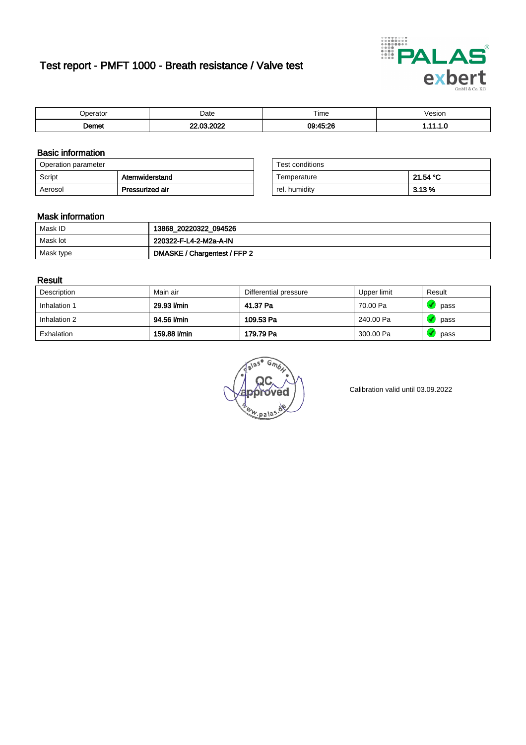# Test report - PMFT 1000 - Breath resistance / Valve test

| Operator | Date | Time | Vesion |
|---|---|---|---|
| **Demet** | **22.03.2022** | **09:45:26** | **1.11.1.0** |

## Basic information

| Operation parameter | |
|---|---|
| Script | **Atemwiderstand** |
| Aerosol | **Pressurized air** |

| Test conditions | |
|---|---|
| Temperature | **21.54 °C** |
| rel. humidity | **3.13 %** |

## Mask information

| | |
|---|---|
| Mask ID | **13868_20220322_094526** |
| Mask lot | **220322-F-L4-2-M2a-A-IN** |
| Mask type | **DMASKE / Chargentest / FFP 2** |

## Result

| Description | Main air | Differential pressure | Upper limit | Result |
|---|---|---|---|---|
| Inhalation 1 | **29.93 l/min** | **41.37 Pa** | 70.00 Pa | pass |
| Inhalation 2 | **94.56 l/min** | **109.53 Pa** | 240.00 Pa | pass |
| Exhalation | **159.88 l/min** | **179.79 Pa** | 300.00 Pa | pass |

Calibration valid until 03.09.2022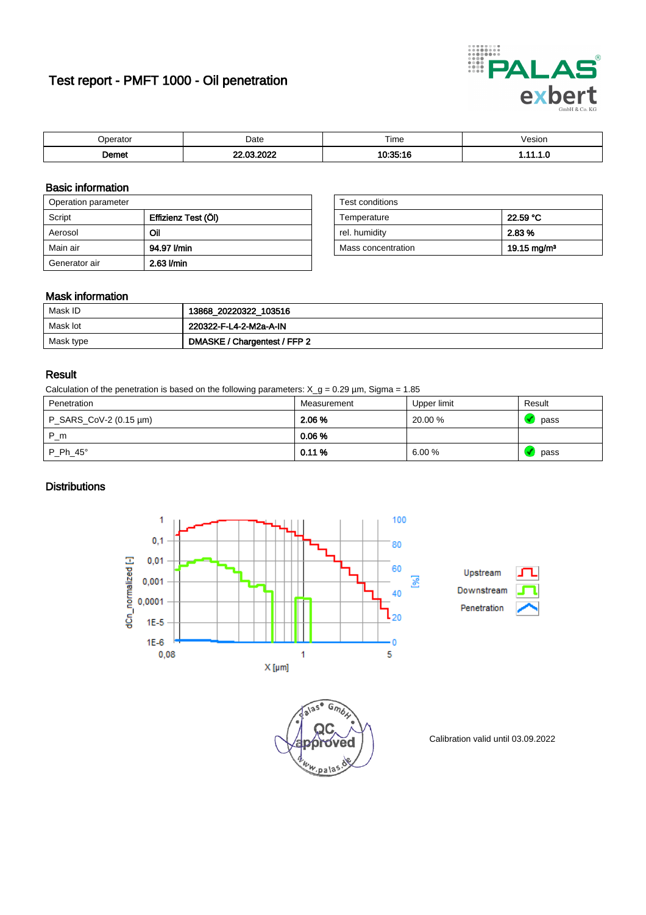# Test report - PMFT 1000 - Oil penetration

PALAS exbert GmbH & Co. KG

| Operator | Date | Time | Vesion |
|---|---|---|---|
| **Demet** | **22.03.2022** | **10:35:16** | **1.11.1.0** |

## Basic information

| Operation parameter | |
|---|---|
| Script | **Effizienz Test (Öl)** |
| Aerosol | **Oil** |
| Main air | **94.97 l/min** |
| Generator air | **2.63 l/min** |

| Test conditions | |
|---|---|
| Temperature | **22.59 °C** |
| rel. humidity | **2.83 %** |
| Mass concentration | **19.15 mg/m³** |

## Mask information

| | |
|---|---|
| Mask ID | **13868_20220322_103516** |
| Mask lot | **220322-F-L4-2-M2a-A-IN** |
| Mask type | **DMASKE / Chargentest / FFP 2** |

## Result

Calculation of the penetration is based on the following parameters: X_g = 0.29 µm, Sigma = 1.85

| Penetration | Measurement | Upper limit | Result |
|---|---|---|---|
| P_SARS_CoV-2 (0.15 µm) | **2.06 %** | 20.00 % | pass |
| P_m | **0.06 %** | | |
| P_Ph_45° | **0.11 %** | 6.00 % | pass |

## Distributions

dCn_normalized [-]
1
0,1
0,01
0,001
0,0001
1E-5
1E-6
0,08
1
5
X [µm]
100
80
60
40
20
0
[%]
Upstream
Downstream
Penetration

Palas® GmbH QC approved www.palas.de

Calibration valid until 03.09.2022